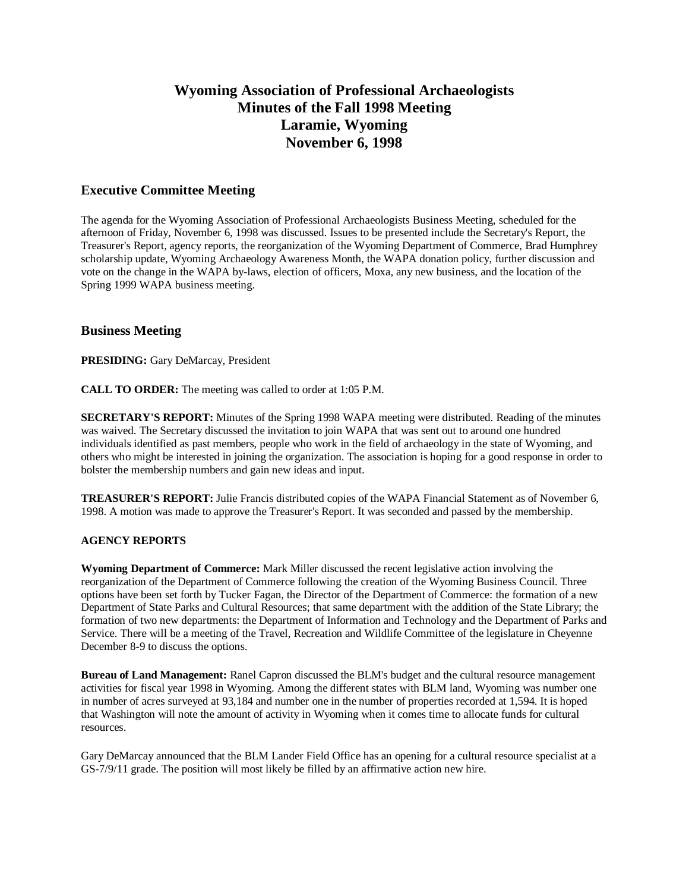# Wyoming Association of Professional Archaeologists
# Minutes of the Fall 1998 Meeting
# Laramie, Wyoming
# November 6, 1998

## Executive Committee Meeting

The agenda for the Wyoming Association of Professional Archaeologists Business Meeting, scheduled for the afternoon of Friday, November 6, 1998 was discussed. Issues to be presented include the Secretary's Report, the Treasurer's Report, agency reports, the reorganization of the Wyoming Department of Commerce, Brad Humphrey scholarship update, Wyoming Archaeology Awareness Month, the WAPA donation policy, further discussion and vote on the change in the WAPA by-laws, election of officers, Moxa, any new business, and the location of the Spring 1999 WAPA business meeting.

## Business Meeting

**PRESIDING:** Gary DeMarcay, President

**CALL TO ORDER:** The meeting was called to order at 1:05 P.M.

**SECRETARY'S REPORT:** Minutes of the Spring 1998 WAPA meeting were distributed. Reading of the minutes was waived. The Secretary discussed the invitation to join WAPA that was sent out to around one hundred individuals identified as past members, people who work in the field of archaeology in the state of Wyoming, and others who might be interested in joining the organization. The association is hoping for a good response in order to bolster the membership numbers and gain new ideas and input.

**TREASURER'S REPORT:** Julie Francis distributed copies of the WAPA Financial Statement as of November 6, 1998. A motion was made to approve the Treasurer's Report. It was seconded and passed by the membership.

**AGENCY REPORTS**

**Wyoming Department of Commerce:** Mark Miller discussed the recent legislative action involving the reorganization of the Department of Commerce following the creation of the Wyoming Business Council. Three options have been set forth by Tucker Fagan, the Director of the Department of Commerce: the formation of a new Department of State Parks and Cultural Resources; that same department with the addition of the State Library; the formation of two new departments: the Department of Information and Technology and the Department of Parks and Service. There will be a meeting of the Travel, Recreation and Wildlife Committee of the legislature in Cheyenne December 8-9 to discuss the options.

**Bureau of Land Management:** Ranel Capron discussed the BLM's budget and the cultural resource management activities for fiscal year 1998 in Wyoming. Among the different states with BLM land, Wyoming was number one in number of acres surveyed at 93,184 and number one in the number of properties recorded at 1,594. It is hoped that Washington will note the amount of activity in Wyoming when it comes time to allocate funds for cultural resources.

Gary DeMarcay announced that the BLM Lander Field Office has an opening for a cultural resource specialist at a GS-7/9/11 grade. The position will most likely be filled by an affirmative action new hire.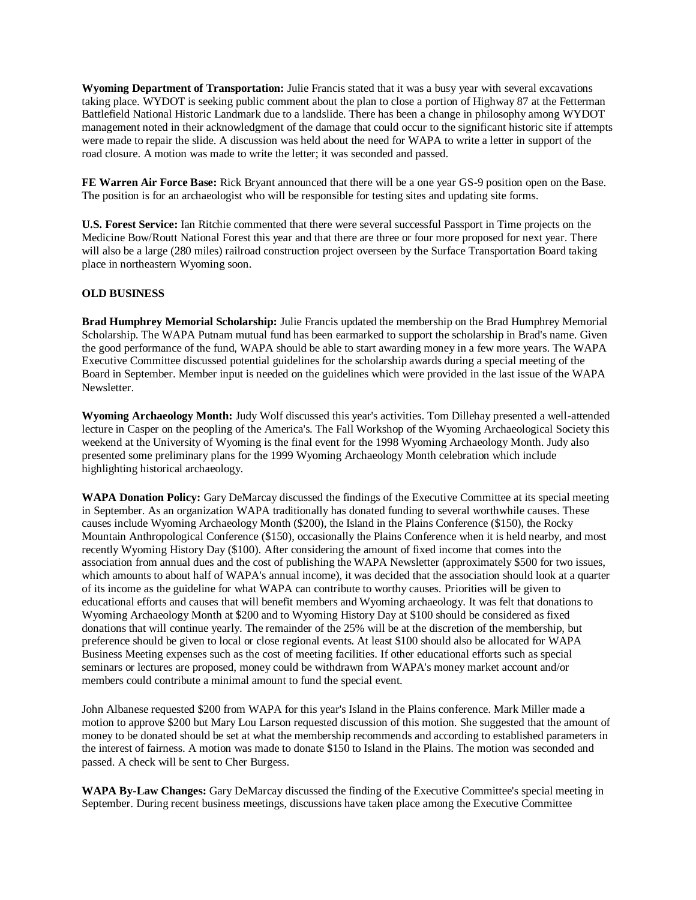**Wyoming Department of Transportation:** Julie Francis stated that it was a busy year with several excavations taking place. WYDOT is seeking public comment about the plan to close a portion of Highway 87 at the Fetterman Battlefield National Historic Landmark due to a landslide. There has been a change in philosophy among WYDOT management noted in their acknowledgment of the damage that could occur to the significant historic site if attempts were made to repair the slide. A discussion was held about the need for WAPA to write a letter in support of the road closure. A motion was made to write the letter; it was seconded and passed.

**FE Warren Air Force Base:** Rick Bryant announced that there will be a one year GS-9 position open on the Base. The position is for an archaeologist who will be responsible for testing sites and updating site forms.

**U.S. Forest Service:** Ian Ritchie commented that there were several successful Passport in Time projects on the Medicine Bow/Routt National Forest this year and that there are three or four more proposed for next year. There will also be a large (280 miles) railroad construction project overseen by the Surface Transportation Board taking place in northeastern Wyoming soon.

**OLD BUSINESS**

**Brad Humphrey Memorial Scholarship:** Julie Francis updated the membership on the Brad Humphrey Memorial Scholarship. The WAPA Putnam mutual fund has been earmarked to support the scholarship in Brad's name. Given the good performance of the fund, WAPA should be able to start awarding money in a few more years. The WAPA Executive Committee discussed potential guidelines for the scholarship awards during a special meeting of the Board in September. Member input is needed on the guidelines which were provided in the last issue of the WAPA Newsletter.

**Wyoming Archaeology Month:** Judy Wolf discussed this year's activities. Tom Dillehay presented a well-attended lecture in Casper on the peopling of the America's. The Fall Workshop of the Wyoming Archaeological Society this weekend at the University of Wyoming is the final event for the 1998 Wyoming Archaeology Month. Judy also presented some preliminary plans for the 1999 Wyoming Archaeology Month celebration which include highlighting historical archaeology.

**WAPA Donation Policy:** Gary DeMarcay discussed the findings of the Executive Committee at its special meeting in September. As an organization WAPA traditionally has donated funding to several worthwhile causes. These causes include Wyoming Archaeology Month ($200), the Island in the Plains Conference ($150), the Rocky Mountain Anthropological Conference ($150), occasionally the Plains Conference when it is held nearby, and most recently Wyoming History Day ($100). After considering the amount of fixed income that comes into the association from annual dues and the cost of publishing the WAPA Newsletter (approximately $500 for two issues, which amounts to about half of WAPA's annual income), it was decided that the association should look at a quarter of its income as the guideline for what WAPA can contribute to worthy causes. Priorities will be given to educational efforts and causes that will benefit members and Wyoming archaeology. It was felt that donations to Wyoming Archaeology Month at $200 and to Wyoming History Day at $100 should be considered as fixed donations that will continue yearly. The remainder of the 25% will be at the discretion of the membership, but preference should be given to local or close regional events. At least $100 should also be allocated for WAPA Business Meeting expenses such as the cost of meeting facilities. If other educational efforts such as special seminars or lectures are proposed, money could be withdrawn from WAPA's money market account and/or members could contribute a minimal amount to fund the special event.

John Albanese requested $200 from WAPA for this year's Island in the Plains conference. Mark Miller made a motion to approve $200 but Mary Lou Larson requested discussion of this motion. She suggested that the amount of money to be donated should be set at what the membership recommends and according to established parameters in the interest of fairness. A motion was made to donate $150 to Island in the Plains. The motion was seconded and passed. A check will be sent to Cher Burgess.

**WAPA By-Law Changes:** Gary DeMarcay discussed the finding of the Executive Committee's special meeting in September. During recent business meetings, discussions have taken place among the Executive Committee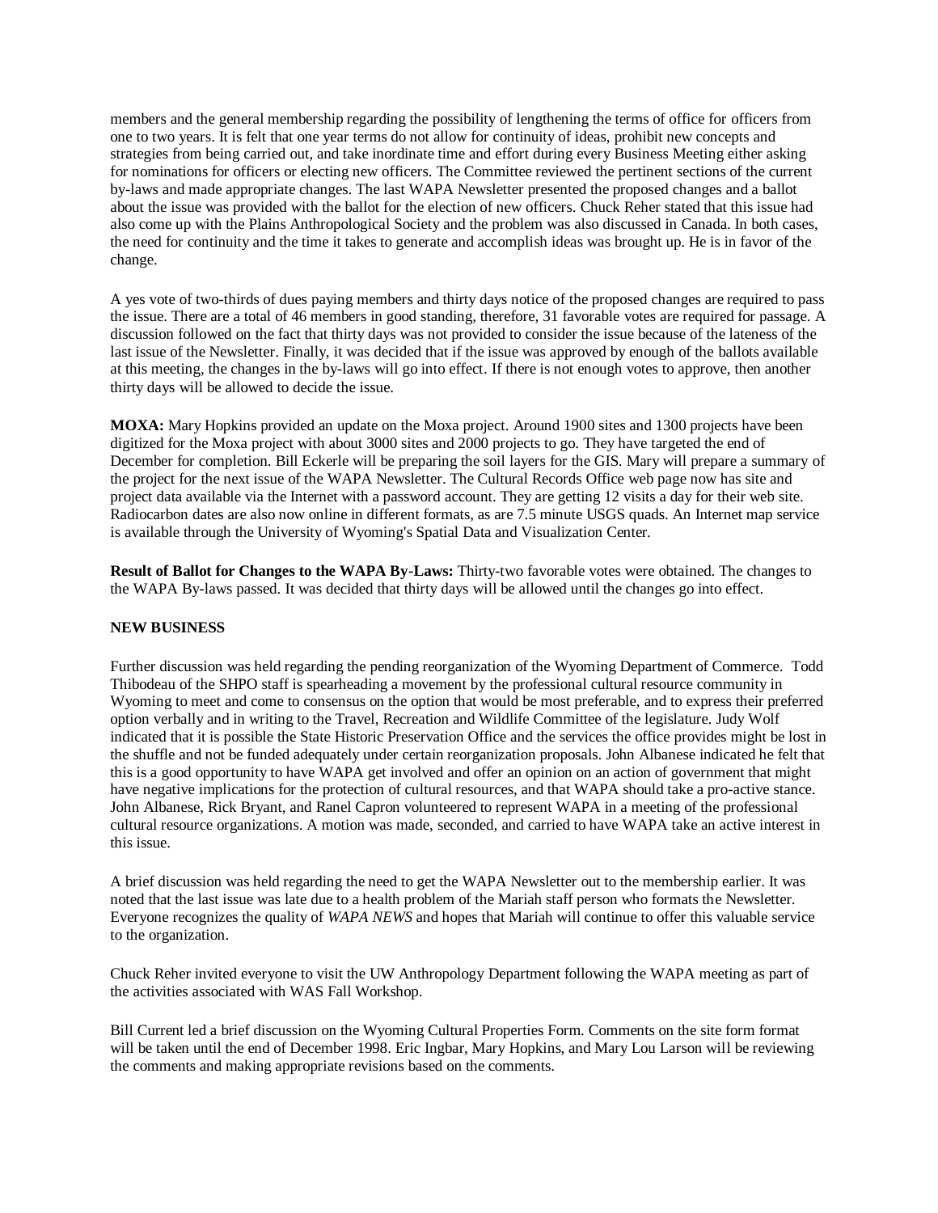members and the general membership regarding the possibility of lengthening the terms of office for officers from one to two years. It is felt that one year terms do not allow for continuity of ideas, prohibit new concepts and strategies from being carried out, and take inordinate time and effort during every Business Meeting either asking for nominations for officers or electing new officers. The Committee reviewed the pertinent sections of the current by-laws and made appropriate changes. The last WAPA Newsletter presented the proposed changes and a ballot about the issue was provided with the ballot for the election of new officers. Chuck Reher stated that this issue had also come up with the Plains Anthropological Society and the problem was also discussed in Canada. In both cases, the need for continuity and the time it takes to generate and accomplish ideas was brought up. He is in favor of the change.

A yes vote of two-thirds of dues paying members and thirty days notice of the proposed changes are required to pass the issue. There are a total of 46 members in good standing, therefore, 31 favorable votes are required for passage. A discussion followed on the fact that thirty days was not provided to consider the issue because of the lateness of the last issue of the Newsletter. Finally, it was decided that if the issue was approved by enough of the ballots available at this meeting, the changes in the by-laws will go into effect. If there is not enough votes to approve, then another thirty days will be allowed to decide the issue.

**MOXA:** Mary Hopkins provided an update on the Moxa project. Around 1900 sites and 1300 projects have been digitized for the Moxa project with about 3000 sites and 2000 projects to go. They have targeted the end of December for completion. Bill Eckerle will be preparing the soil layers for the GIS. Mary will prepare a summary of the project for the next issue of the WAPA Newsletter. The Cultural Records Office web page now has site and project data available via the Internet with a password account. They are getting 12 visits a day for their web site. Radiocarbon dates are also now online in different formats, as are 7.5 minute USGS quads. An Internet map service is available through the University of Wyoming's Spatial Data and Visualization Center.

**Result of Ballot for Changes to the WAPA By-Laws:** Thirty-two favorable votes were obtained. The changes to the WAPA By-laws passed. It was decided that thirty days will be allowed until the changes go into effect.

**NEW BUSINESS**

Further discussion was held regarding the pending reorganization of the Wyoming Department of Commerce. Todd Thibodeau of the SHPO staff is spearheading a movement by the professional cultural resource community in Wyoming to meet and come to consensus on the option that would be most preferable, and to express their preferred option verbally and in writing to the Travel, Recreation and Wildlife Committee of the legislature. Judy Wolf indicated that it is possible the State Historic Preservation Office and the services the office provides might be lost in the shuffle and not be funded adequately under certain reorganization proposals. John Albanese indicated he felt that this is a good opportunity to have WAPA get involved and offer an opinion on an action of government that might have negative implications for the protection of cultural resources, and that WAPA should take a pro-active stance. John Albanese, Rick Bryant, and Ranel Capron volunteered to represent WAPA in a meeting of the professional cultural resource organizations. A motion was made, seconded, and carried to have WAPA take an active interest in this issue.

A brief discussion was held regarding the need to get the WAPA Newsletter out to the membership earlier. It was noted that the last issue was late due to a health problem of the Mariah staff person who formats the Newsletter. Everyone recognizes the quality of *WAPA NEWS* and hopes that Mariah will continue to offer this valuable service to the organization.

Chuck Reher invited everyone to visit the UW Anthropology Department following the WAPA meeting as part of the activities associated with WAS Fall Workshop.

Bill Current led a brief discussion on the Wyoming Cultural Properties Form. Comments on the site form format will be taken until the end of December 1998. Eric Ingbar, Mary Hopkins, and Mary Lou Larson will be reviewing the comments and making appropriate revisions based on the comments.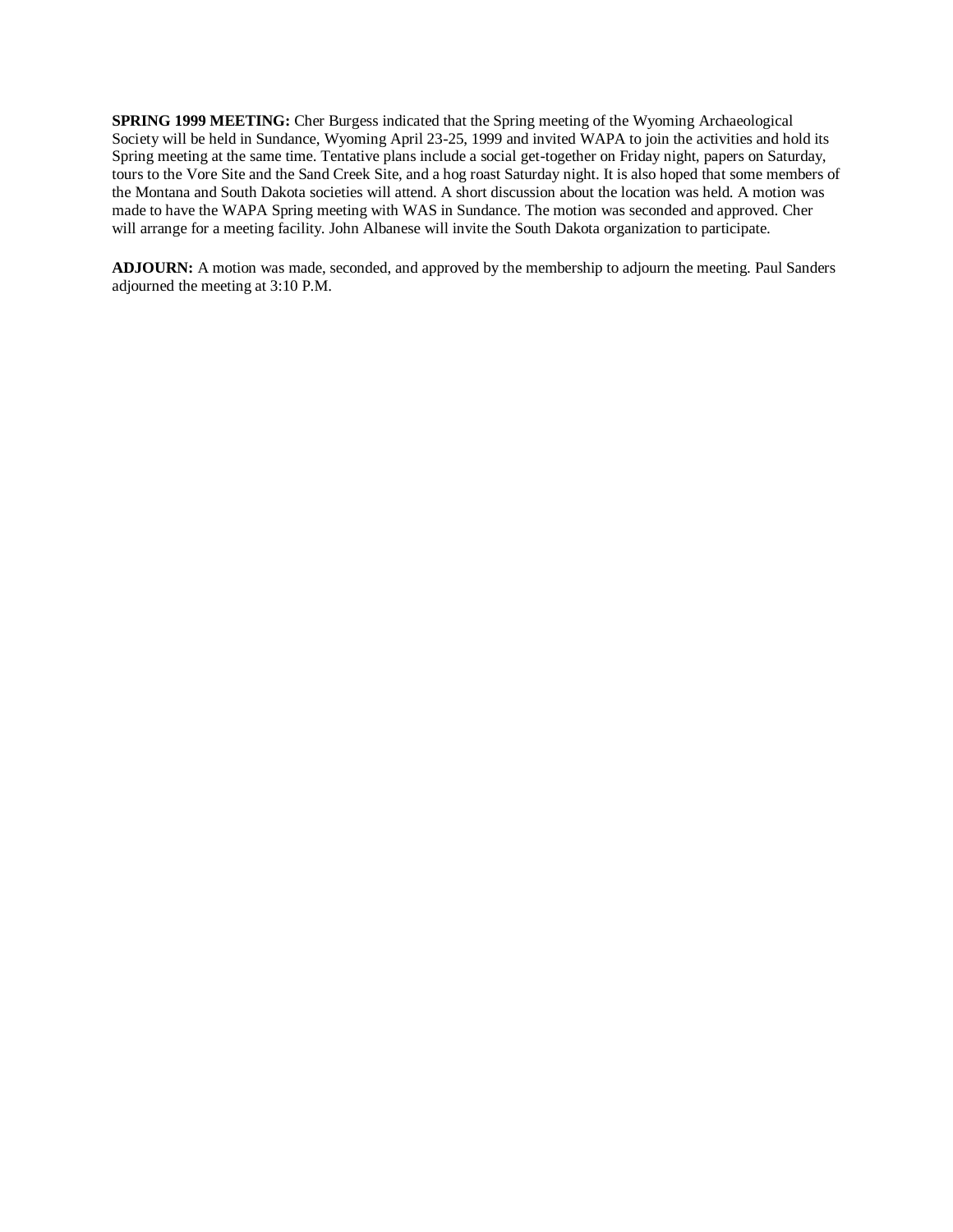**SPRING 1999 MEETING:** Cher Burgess indicated that the Spring meeting of the Wyoming Archaeological Society will be held in Sundance, Wyoming April 23-25, 1999 and invited WAPA to join the activities and hold its Spring meeting at the same time. Tentative plans include a social get-together on Friday night, papers on Saturday, tours to the Vore Site and the Sand Creek Site, and a hog roast Saturday night. It is also hoped that some members of the Montana and South Dakota societies will attend. A short discussion about the location was held. A motion was made to have the WAPA Spring meeting with WAS in Sundance. The motion was seconded and approved. Cher will arrange for a meeting facility. John Albanese will invite the South Dakota organization to participate.

**ADJOURN:** A motion was made, seconded, and approved by the membership to adjourn the meeting. Paul Sanders adjourned the meeting at 3:10 P.M.